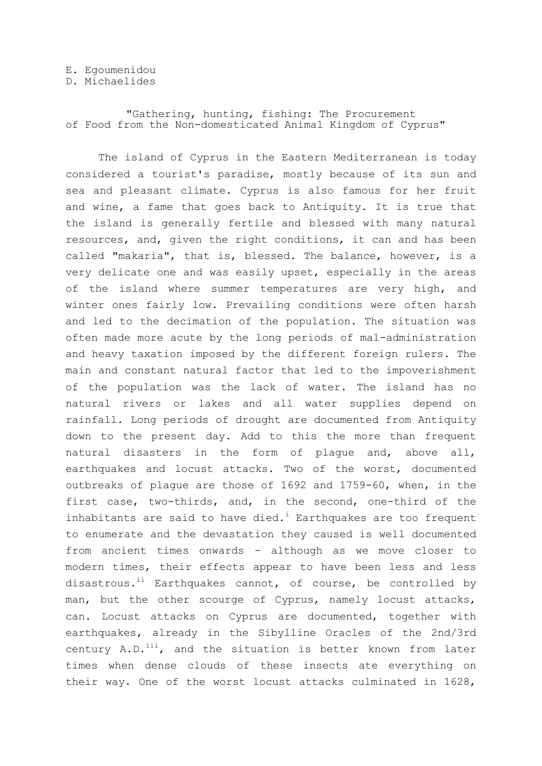E. Egoumenidou
D. Michaelides

# "Gathering, hunting, fishing: The Procurement of Food from the Non-domesticated Animal Kingdom of Cyprus"

The island of Cyprus in the Eastern Mediterranean is today considered a tourist's paradise, mostly because of its sun and sea and pleasant climate. Cyprus is also famous for her fruit and wine, a fame that goes back to Antiquity. It is true that the island is generally fertile and blessed with many natural resources, and, given the right conditions, it can and has been called "makaria", that is, blessed. The balance, however, is a very delicate one and was easily upset, especially in the areas of the island where summer temperatures are very high, and winter ones fairly low. Prevailing conditions were often harsh and led to the decimation of the population. The situation was often made more acute by the long periods of mal-administration and heavy taxation imposed by the different foreign rulers. The main and constant natural factor that led to the impoverishment of the population was the lack of water. The island has no natural rivers or lakes and all water supplies depend on rainfall. Long periods of drought are documented from Antiquity down to the present day. Add to this the more than frequent natural disasters in the form of plague and, above all, earthquakes and locust attacks. Two of the worst, documented outbreaks of plague are those of 1692 and 1759-60, when, in the first case, two-thirds, and, in the second, one-third of the inhabitants are said to have died.[i] Earthquakes are too frequent to enumerate and the devastation they caused is well documented from ancient times onwards - although as we move closer to modern times, their effects appear to have been less and less disastrous.[ii] Earthquakes cannot, of course, be controlled by man, but the other scourge of Cyprus, namely locust attacks, can. Locust attacks on Cyprus are documented, together with earthquakes, already in the Sibylline Oracles of the 2nd/3rd century A.D.[iii], and the situation is better known from later times when dense clouds of these insects ate everything on their way. One of the worst locust attacks culminated in 1628,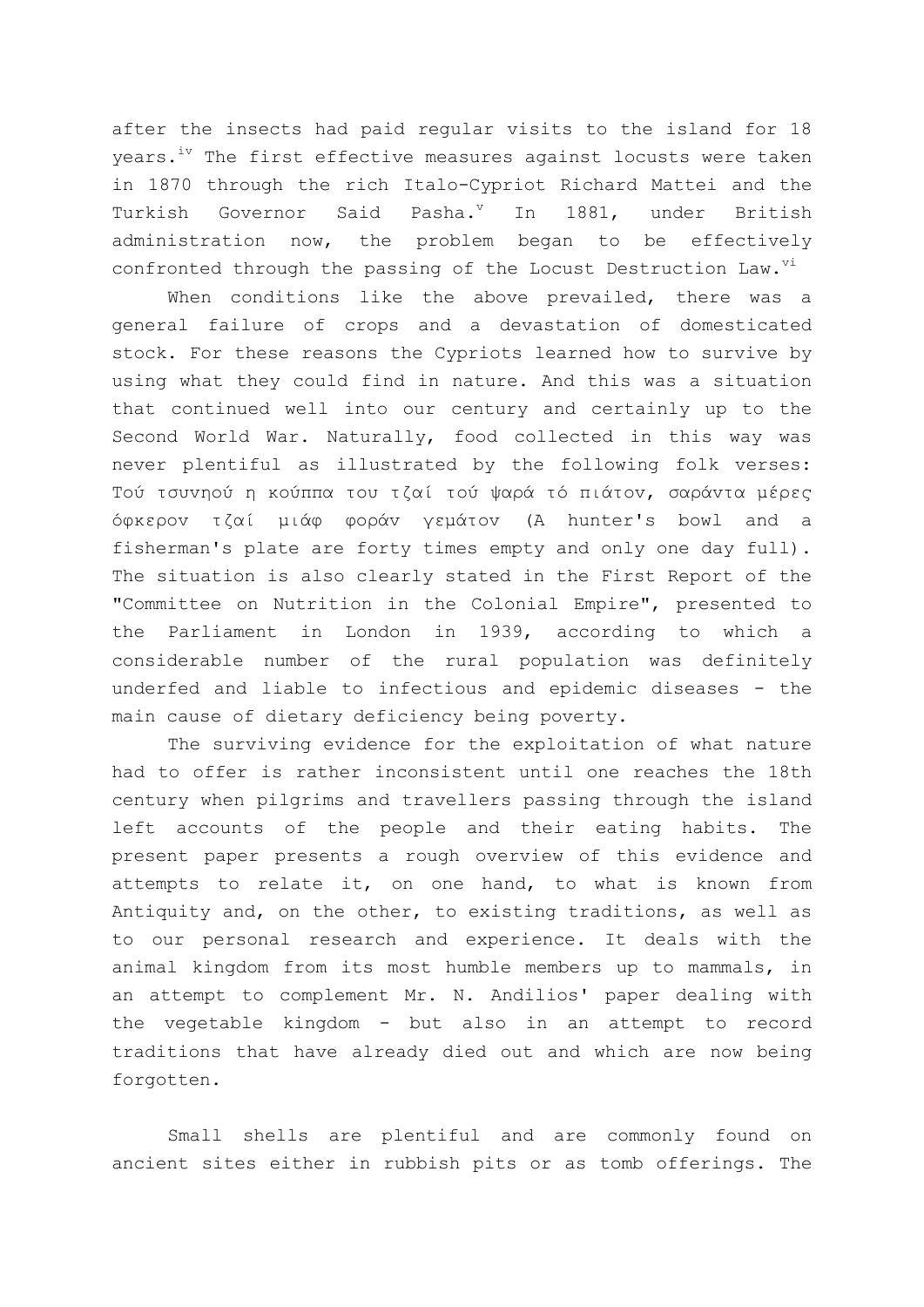after the insects had paid regular visits to the island for 18 years.[iv] The first effective measures against locusts were taken in 1870 through the rich Italo-Cypriot Richard Mattei and the Turkish Governor Said Pasha.[v] In 1881, under British administration now, the problem began to be effectively confronted through the passing of the Locust Destruction Law.[vi]

When conditions like the above prevailed, there was a general failure of crops and a devastation of domesticated stock. For these reasons the Cypriots learned how to survive by using what they could find in nature. And this was a situation that continued well into our century and certainly up to the Second World War. Naturally, food collected in this way was never plentiful as illustrated by the following folk verses: Τού τσυνηού η κούππα του τζαί τού ψαρά τό πιάτον, σαράντα μέρες όφκερον τζαί μιάφ φοράν γεμάτον (A hunter's bowl and a fisherman's plate are forty times empty and only one day full). The situation is also clearly stated in the First Report of the "Committee on Nutrition in the Colonial Empire", presented to the Parliament in London in 1939, according to which a considerable number of the rural population was definitely underfed and liable to infectious and epidemic diseases - the main cause of dietary deficiency being poverty.

The surviving evidence for the exploitation of what nature had to offer is rather inconsistent until one reaches the 18th century when pilgrims and travellers passing through the island left accounts of the people and their eating habits. The present paper presents a rough overview of this evidence and attempts to relate it, on one hand, to what is known from Antiquity and, on the other, to existing traditions, as well as to our personal research and experience. It deals with the animal kingdom from its most humble members up to mammals, in an attempt to complement Mr. N. Andilios' paper dealing with the vegetable kingdom - but also in an attempt to record traditions that have already died out and which are now being forgotten.

Small shells are plentiful and are commonly found on ancient sites either in rubbish pits or as tomb offerings. The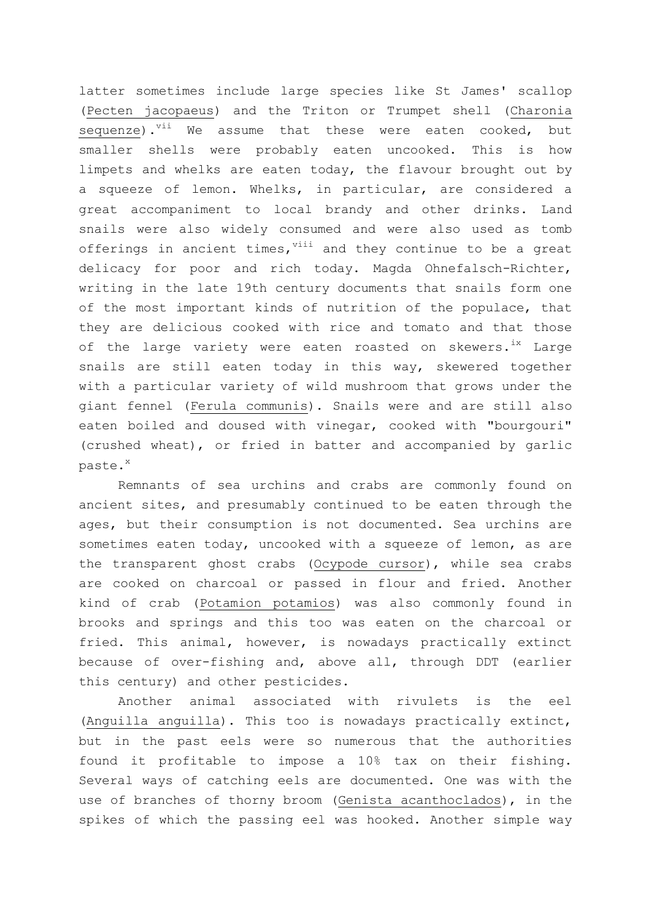latter sometimes include large species like St James' scallop (Pecten jacopaeus) and the Triton or Trumpet shell (Charonia sequenze).[vii] We assume that these were eaten cooked, but smaller shells were probably eaten uncooked. This is how limpets and whelks are eaten today, the flavour brought out by a squeeze of lemon. Whelks, in particular, are considered a great accompaniment to local brandy and other drinks. Land snails were also widely consumed and were also used as tomb offerings in ancient times,[viii] and they continue to be a great delicacy for poor and rich today. Magda Ohnefalsch-Richter, writing in the late 19th century documents that snails form one of the most important kinds of nutrition of the populace, that they are delicious cooked with rice and tomato and that those of the large variety were eaten roasted on skewers.[ix] Large snails are still eaten today in this way, skewered together with a particular variety of wild mushroom that grows under the giant fennel (Ferula communis). Snails were and are still also eaten boiled and doused with vinegar, cooked with "bourgouri" (crushed wheat), or fried in batter and accompanied by garlic paste.[x]

Remnants of sea urchins and crabs are commonly found on ancient sites, and presumably continued to be eaten through the ages, but their consumption is not documented. Sea urchins are sometimes eaten today, uncooked with a squeeze of lemon, as are the transparent ghost crabs (Ocypode cursor), while sea crabs are cooked on charcoal or passed in flour and fried. Another kind of crab (Potamion potamios) was also commonly found in brooks and springs and this too was eaten on the charcoal or fried. This animal, however, is nowadays practically extinct because of over-fishing and, above all, through DDT (earlier this century) and other pesticides.

Another animal associated with rivulets is the eel (Anguilla anguilla). This too is nowadays practically extinct, but in the past eels were so numerous that the authorities found it profitable to impose a 10% tax on their fishing. Several ways of catching eels are documented. One was with the use of branches of thorny broom (Genista acanthoclados), in the spikes of which the passing eel was hooked. Another simple way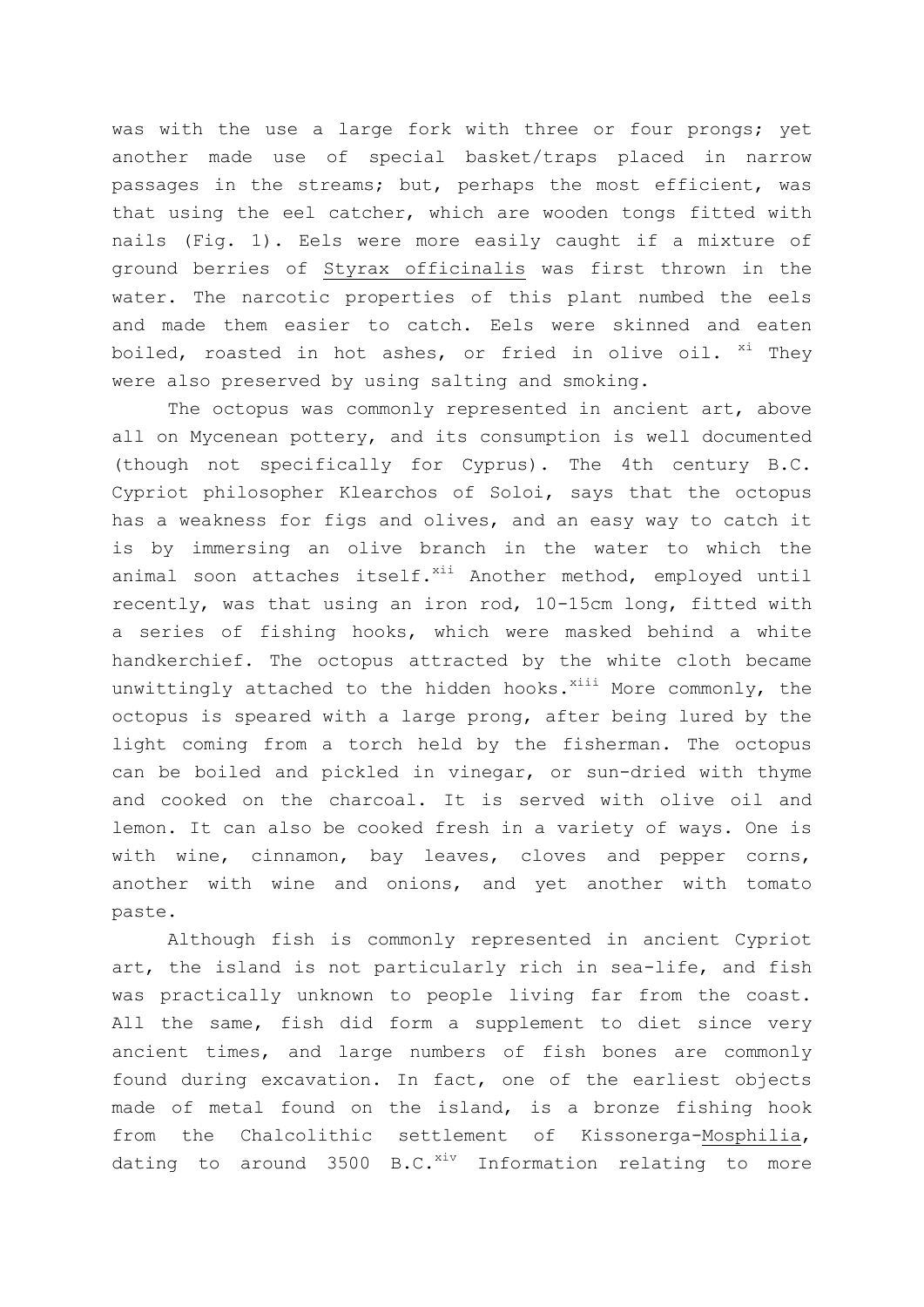was with the use a large fork with three or four prongs; yet another made use of special basket/traps placed in narrow passages in the streams; but, perhaps the most efficient, was that using the eel catcher, which are wooden tongs fitted with nails (Fig. 1). Eels were more easily caught if a mixture of ground berries of Styrax officinalis was first thrown in the water. The narcotic properties of this plant numbed the eels and made them easier to catch. Eels were skinned and eaten boiled, roasted in hot ashes, or fried in olive oil. [xi] They were also preserved by using salting and smoking.

The octopus was commonly represented in ancient art, above all on Mycenean pottery, and its consumption is well documented (though not specifically for Cyprus). The 4th century B.C. Cypriot philosopher Klearchos of Soloi, says that the octopus has a weakness for figs and olives, and an easy way to catch it is by immersing an olive branch in the water to which the animal soon attaches itself.[xii] Another method, employed until recently, was that using an iron rod, 10-15cm long, fitted with a series of fishing hooks, which were masked behind a white handkerchief. The octopus attracted by the white cloth became unwittingly attached to the hidden hooks.[xiii] More commonly, the octopus is speared with a large prong, after being lured by the light coming from a torch held by the fisherman. The octopus can be boiled and pickled in vinegar, or sun-dried with thyme and cooked on the charcoal. It is served with olive oil and lemon. It can also be cooked fresh in a variety of ways. One is with wine, cinnamon, bay leaves, cloves and pepper corns, another with wine and onions, and yet another with tomato paste.

Although fish is commonly represented in ancient Cypriot art, the island is not particularly rich in sea-life, and fish was practically unknown to people living far from the coast. All the same, fish did form a supplement to diet since very ancient times, and large numbers of fish bones are commonly found during excavation. In fact, one of the earliest objects made of metal found on the island, is a bronze fishing hook from the Chalcolithic settlement of Kissonerga-Mosphilia, dating to around 3500 B.C.[xiv] Information relating to more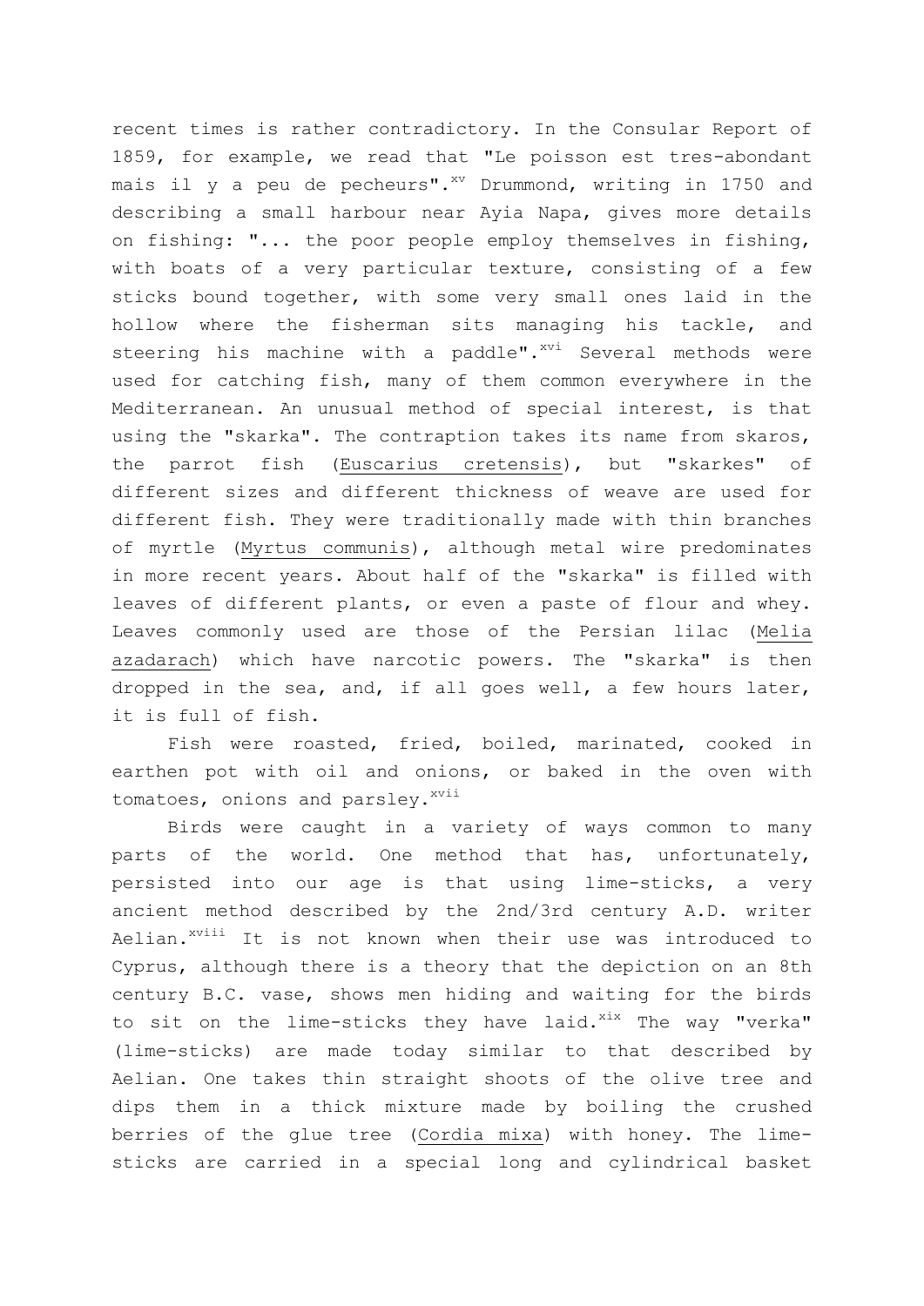recent times is rather contradictory. In the Consular Report of 1859, for example, we read that "Le poisson est tres-abondant mais il y a peu de pecheurs".[xv] Drummond, writing in 1750 and describing a small harbour near Ayia Napa, gives more details on fishing: "... the poor people employ themselves in fishing, with boats of a very particular texture, consisting of a few sticks bound together, with some very small ones laid in the hollow where the fisherman sits managing his tackle, and steering his machine with a paddle".[xvi] Several methods were used for catching fish, many of them common everywhere in the Mediterranean. An unusual method of special interest, is that using the "skarka". The contraption takes its name from skaros, the parrot fish (Euscarius cretensis), but "skarkes" of different sizes and different thickness of weave are used for different fish. They were traditionally made with thin branches of myrtle (Myrtus communis), although metal wire predominates in more recent years. About half of the "skarka" is filled with leaves of different plants, or even a paste of flour and whey. Leaves commonly used are those of the Persian lilac (Melia azadarach) which have narcotic powers. The "skarka" is then dropped in the sea, and, if all goes well, a few hours later, it is full of fish.

Fish were roasted, fried, boiled, marinated, cooked in earthen pot with oil and onions, or baked in the oven with tomatoes, onions and parsley.[xvii]

Birds were caught in a variety of ways common to many parts of the world. One method that has, unfortunately, persisted into our age is that using lime-sticks, a very ancient method described by the 2nd/3rd century A.D. writer Aelian.[xviii] It is not known when their use was introduced to Cyprus, although there is a theory that the depiction on an 8th century B.C. vase, shows men hiding and waiting for the birds to sit on the lime-sticks they have laid.[xix] The way "verka" (lime-sticks) are made today similar to that described by Aelian. One takes thin straight shoots of the olive tree and dips them in a thick mixture made by boiling the crushed berries of the glue tree (Cordia mixa) with honey. The lime-sticks are carried in a special long and cylindrical basket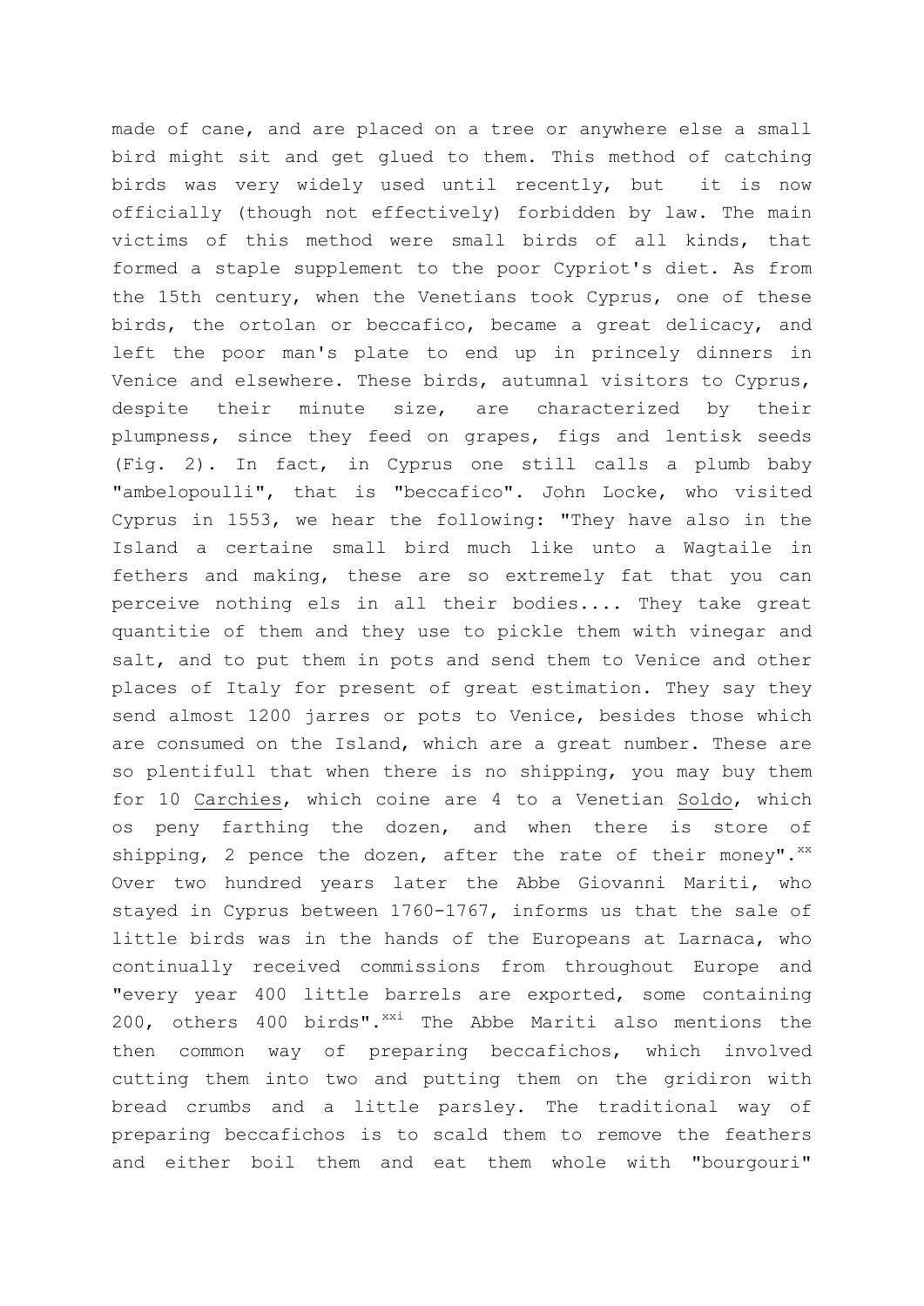made of cane, and are placed on a tree or anywhere else a small bird might sit and get glued to them. This method of catching birds was very widely used until recently, but it is now officially (though not effectively) forbidden by law. The main victims of this method were small birds of all kinds, that formed a staple supplement to the poor Cypriot's diet. As from the 15th century, when the Venetians took Cyprus, one of these birds, the ortolan or beccafico, became a great delicacy, and left the poor man's plate to end up in princely dinners in Venice and elsewhere. These birds, autumnal visitors to Cyprus, despite their minute size, are characterized by their plumpness, since they feed on grapes, figs and lentisk seeds (Fig. 2). In fact, in Cyprus one still calls a plumb baby "ambelopoulli", that is "beccafico". John Locke, who visited Cyprus in 1553, we hear the following: "They have also in the Island a certaine small bird much like unto a Wagtaile in fethers and making, these are so extremely fat that you can perceive nothing els in all their bodies.... They take great quantitie of them and they use to pickle them with vinegar and salt, and to put them in pots and send them to Venice and other places of Italy for present of great estimation. They say they send almost 1200 jarres or pots to Venice, besides those which are consumed on the Island, which are a great number. These are so plentifull that when there is no shipping, you may buy them for 10 <u>Carchies</u>, which coine are 4 to a Venetian <u>Soldo</u>, which os peny farthing the dozen, and when there is store of shipping, 2 pence the dozen, after the rate of their money".[xx] Over two hundred years later the Abbe Giovanni Mariti, who stayed in Cyprus between 1760-1767, informs us that the sale of little birds was in the hands of the Europeans at Larnaca, who continually received commissions from throughout Europe and "every year 400 little barrels are exported, some containing 200, others 400 birds".[xxi] The Abbe Mariti also mentions the then common way of preparing beccafichos, which involved cutting them into two and putting them on the gridiron with bread crumbs and a little parsley. The traditional way of preparing beccafichos is to scald them to remove the feathers and either boil them and eat them whole with "bourgouri"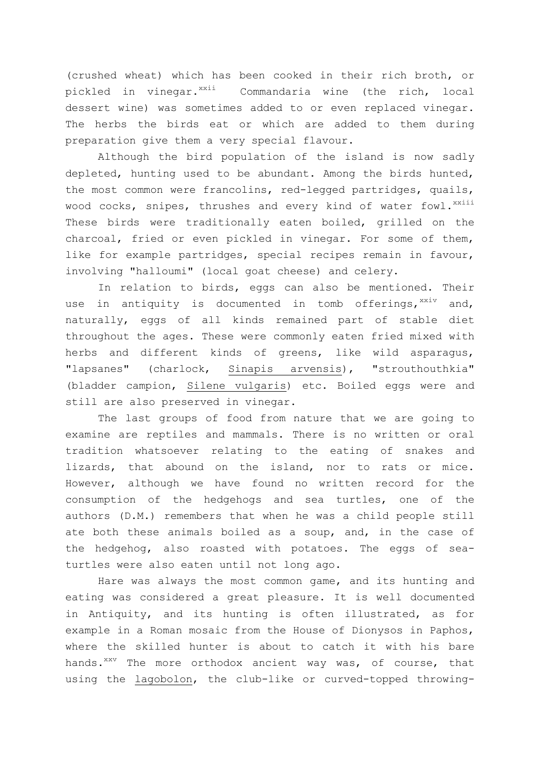(crushed wheat) which has been cooked in their rich broth, or pickled in vinegar.[xxii] Commandaria wine (the rich, local dessert wine) was sometimes added to or even replaced vinegar. The herbs the birds eat or which are added to them during preparation give them a very special flavour.

Although the bird population of the island is now sadly depleted, hunting used to be abundant. Among the birds hunted, the most common were francolins, red-legged partridges, quails, wood cocks, snipes, thrushes and every kind of water fowl.[xxiii] These birds were traditionally eaten boiled, grilled on the charcoal, fried or even pickled in vinegar. For some of them, like for example partridges, special recipes remain in favour, involving "halloumi" (local goat cheese) and celery.

In relation to birds, eggs can also be mentioned. Their use in antiquity is documented in tomb offerings,[xxiv] and, naturally, eggs of all kinds remained part of stable diet throughout the ages. These were commonly eaten fried mixed with herbs and different kinds of greens, like wild asparagus, "lapsanes" (charlock, Sinapis arvensis), "strouthouthkia" (bladder campion, Silene vulgaris) etc. Boiled eggs were and still are also preserved in vinegar.

The last groups of food from nature that we are going to examine are reptiles and mammals. There is no written or oral tradition whatsoever relating to the eating of snakes and lizards, that abound on the island, nor to rats or mice. However, although we have found no written record for the consumption of the hedgehogs and sea turtles, one of the authors (D.M.) remembers that when he was a child people still ate both these animals boiled as a soup, and, in the case of the hedgehog, also roasted with potatoes. The eggs of sea-turtles were also eaten until not long ago.

Hare was always the most common game, and its hunting and eating was considered a great pleasure. It is well documented in Antiquity, and its hunting is often illustrated, as for example in a Roman mosaic from the House of Dionysos in Paphos, where the skilled hunter is about to catch it with his bare hands.[xxv] The more orthodox ancient way was, of course, that using the lagobolon, the club-like or curved-topped throwing-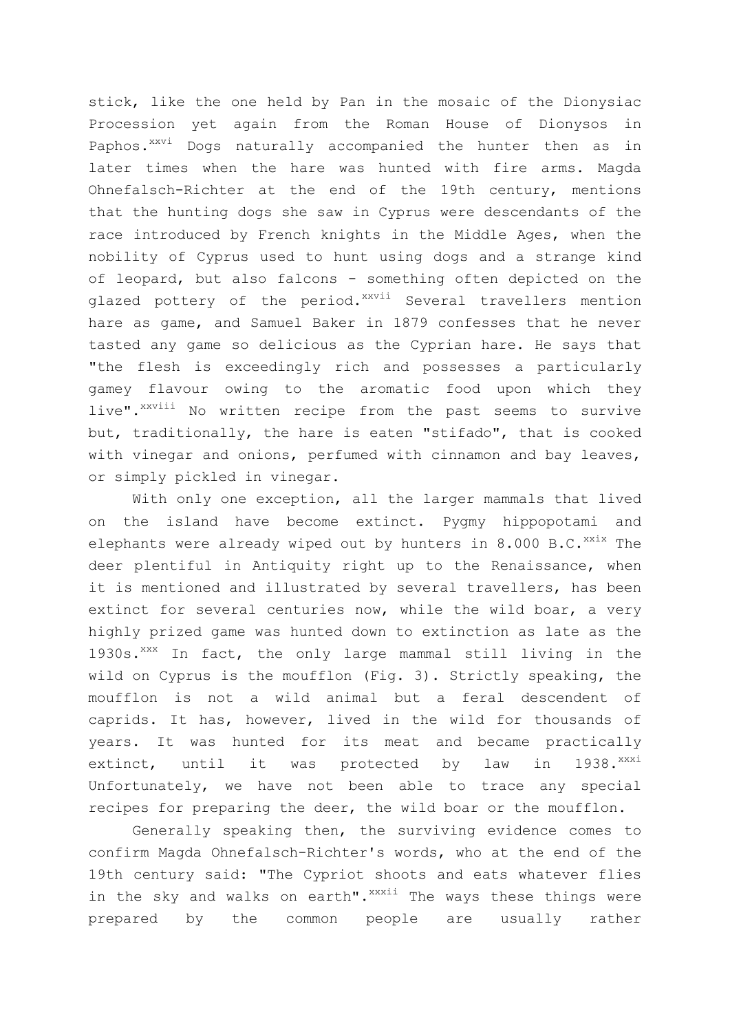stick, like the one held by Pan in the mosaic of the Dionysiac Procession yet again from the Roman House of Dionysos in Paphos.[xxvi] Dogs naturally accompanied the hunter then as in later times when the hare was hunted with fire arms. Magda Ohnefalsch-Richter at the end of the 19th century, mentions that the hunting dogs she saw in Cyprus were descendants of the race introduced by French knights in the Middle Ages, when the nobility of Cyprus used to hunt using dogs and a strange kind of leopard, but also falcons - something often depicted on the glazed pottery of the period.[xxvii] Several travellers mention hare as game, and Samuel Baker in 1879 confesses that he never tasted any game so delicious as the Cyprian hare. He says that "the flesh is exceedingly rich and possesses a particularly gamey flavour owing to the aromatic food upon which they live".[xxviii] No written recipe from the past seems to survive but, traditionally, the hare is eaten "stifado", that is cooked with vinegar and onions, perfumed with cinnamon and bay leaves, or simply pickled in vinegar.

With only one exception, all the larger mammals that lived on the island have become extinct. Pygmy hippopotami and elephants were already wiped out by hunters in 8.000 B.C.[xxix] The deer plentiful in Antiquity right up to the Renaissance, when it is mentioned and illustrated by several travellers, has been extinct for several centuries now, while the wild boar, a very highly prized game was hunted down to extinction as late as the 1930s.[xxx] In fact, the only large mammal still living in the wild on Cyprus is the moufflon (Fig. 3). Strictly speaking, the moufflon is not a wild animal but a feral descendent of caprids. It has, however, lived in the wild for thousands of years. It was hunted for its meat and became practically extinct, until it was protected by law in 1938.[xxxi] Unfortunately, we have not been able to trace any special recipes for preparing the deer, the wild boar or the moufflon.

Generally speaking then, the surviving evidence comes to confirm Magda Ohnefalsch-Richter's words, who at the end of the 19th century said: "The Cypriot shoots and eats whatever flies in the sky and walks on earth".[xxxii] The ways these things were prepared by the common people are usually rather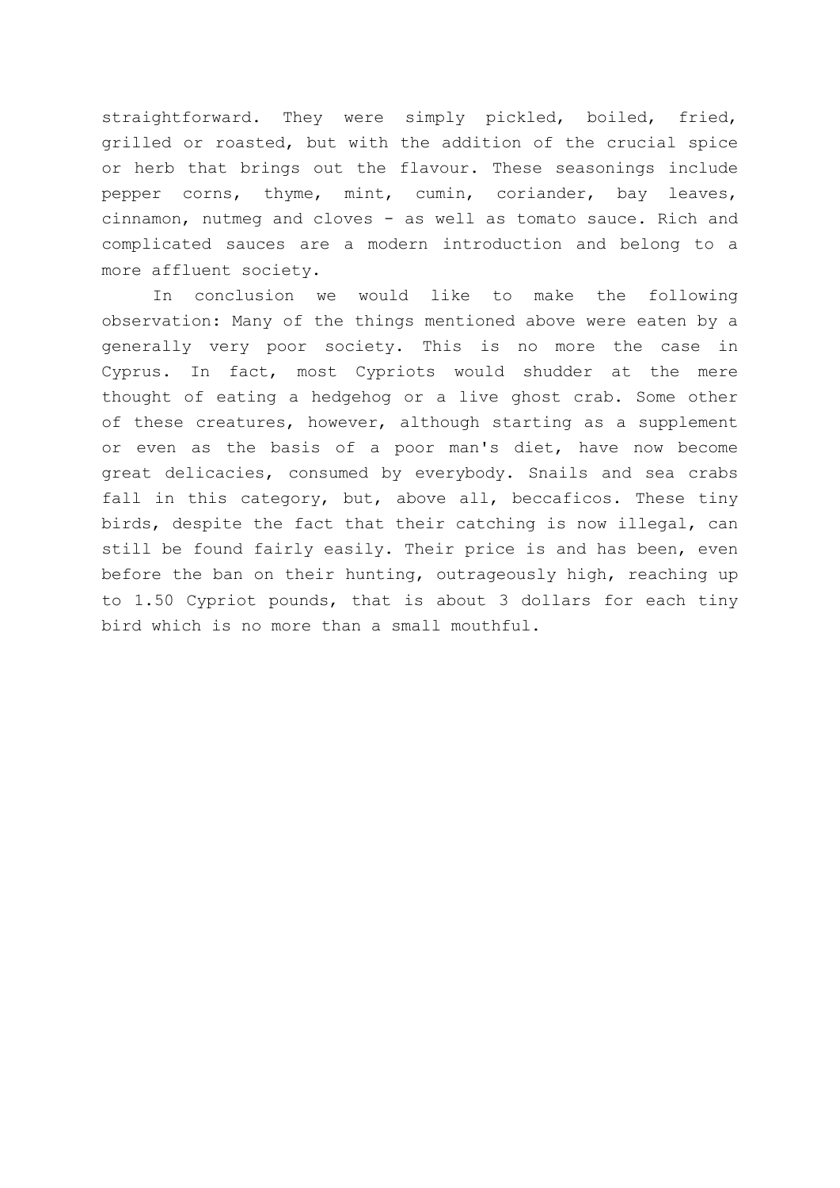straightforward. They were simply pickled, boiled, fried, grilled or roasted, but with the addition of the crucial spice or herb that brings out the flavour. These seasonings include pepper corns, thyme, mint, cumin, coriander, bay leaves, cinnamon, nutmeg and cloves - as well as tomato sauce. Rich and complicated sauces are a modern introduction and belong to a more affluent society.

In conclusion we would like to make the following observation: Many of the things mentioned above were eaten by a generally very poor society. This is no more the case in Cyprus. In fact, most Cypriots would shudder at the mere thought of eating a hedgehog or a live ghost crab. Some other of these creatures, however, although starting as a supplement or even as the basis of a poor man's diet, have now become great delicacies, consumed by everybody. Snails and sea crabs fall in this category, but, above all, beccaficos. These tiny birds, despite the fact that their catching is now illegal, can still be found fairly easily. Their price is and has been, even before the ban on their hunting, outrageously high, reaching up to 1.50 Cypriot pounds, that is about 3 dollars for each tiny bird which is no more than a small mouthful.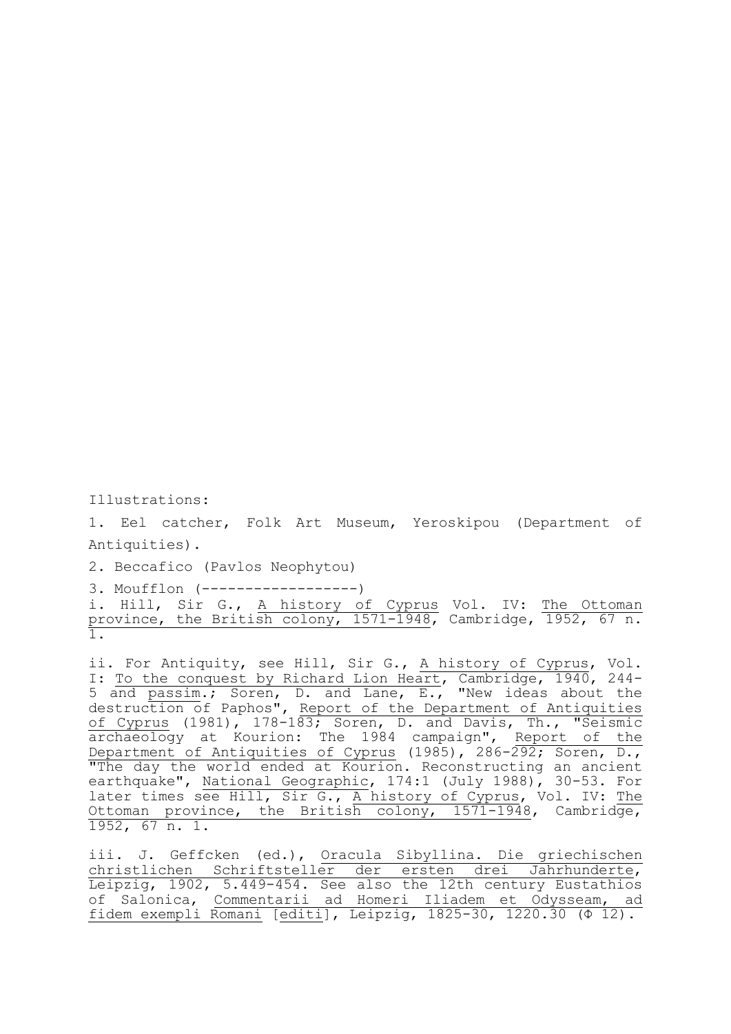Illustrations:

1. Eel catcher, Folk Art Museum, Yeroskipou (Department of Antiquities).

2. Beccafico (Pavlos Neophytou)

3. Moufflon (------------------)

i. Hill, Sir G., A history of Cyprus Vol. IV: The Ottoman province, the British colony, 1571-1948, Cambridge, 1952, 67 n. 1.

ii. For Antiquity, see Hill, Sir G., A history of Cyprus, Vol. I: To the conquest by Richard Lion Heart, Cambridge, 1940, 244-5 and passim.; Soren, D. and Lane, E., "New ideas about the destruction of Paphos", Report of the Department of Antiquities of Cyprus (1981), 178-183; Soren, D. and Davis, Th., "Seismic archaeology at Kourion: The 1984 campaign", Report of the Department of Antiquities of Cyprus (1985), 286-292; Soren, D., "The day the world ended at Kourion. Reconstructing an ancient earthquake", National Geographic, 174:1 (July 1988), 30-53. For later times see Hill, Sir G., A history of Cyprus, Vol. IV: The Ottoman province, the British colony, 1571-1948, Cambridge, 1952, 67 n. 1.

iii. J. Geffcken (ed.), Oracula Sibyllina. Die griechischen christlichen Schriftsteller der ersten drei Jahrhunderte, Leipzig, 1902, 5.449-454. See also the 12th century Eustathios of Salonica, Commentarii ad Homeri Iliadem et Odysseam, ad fidem exempli Romani [editi], Leipzig, 1825-30, 1220.30 (Φ 12).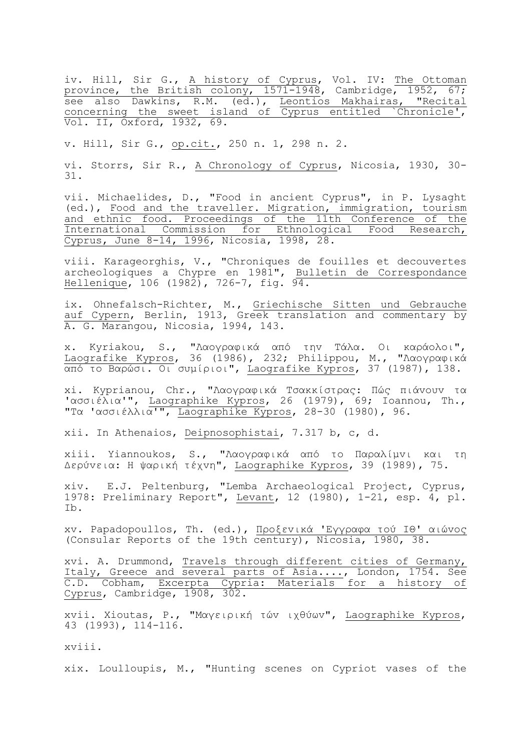iv. Hill, Sir G., A history of Cyprus, Vol. IV: The Ottoman province, the British colony, 1571-1948, Cambridge, 1952, 67; see also Dawkins, R.M. (ed.), Leontios Makhairas, "Recital concerning the sweet island of Cyprus entitled `Chronicle', Vol. II, Oxford, 1932, 69.

v. Hill, Sir G., op.cit., 250 n. 1, 298 n. 2.

vi. Storrs, Sir R., A Chronology of Cyprus, Nicosia, 1930, 30-31.

vii. Michaelides, D., "Food in ancient Cyprus", in P. Lysaght (ed.), Food and the traveller. Migration, immigration, tourism and ethnic food. Proceedings of the 11th Conference of the International Commission for Ethnological Food Research, Cyprus, June 8-14, 1996, Nicosia, 1998, 28.

viii. Karageorghis, V., "Chroniques de fouilles et decouvertes archeologiques a Chypre en 1981", Bulletin de Correspondance Hellenique, 106 (1982), 726-7, fig. 94.

ix. Ohnefalsch-Richter, M., Griechische Sitten und Gebrauche auf Cypern, Berlin, 1913, Greek translation and commentary by A. G. Marangou, Nicosia, 1994, 143.

x. Kyriakou, S., "Λαογραφικά από την Τάλα. Οι καράολοι", Laografike Kypros, 36 (1986), 232; Philippou, M., "Λαογραφικά από το Βαρώσι. Οι συμίριοι", Laografike Kypros, 37 (1987), 138.

xi. Kyprianou, Chr., "Λαογραφικά Τσακκίστρας: Πώς πιάνουν τα 'ασσιέλια'", Laographike Kypros, 26 (1979), 69; Ioannou, Th., "Τα 'ασσιέλλια'", Laographike Kypros, 28-30 (1980), 96.

xii. In Athenaios, Deipnosophistai, 7.317 b, c, d.

xiii. Yiannoukos, S., "Λαογραφικά από το Παραλίμνι και τη Δερύνεια: Η ψαρική τέχνη", Laographike Kypros, 39 (1989), 75.

xiv. E.J. Peltenburg, "Lemba Archaeological Project, Cyprus, 1978: Preliminary Report", Levant, 12 (1980), 1-21, esp. 4, pl. Ib.

xv. Papadopoullos, Th. (ed.), Προξενικά 'Εγγραφα τού ΙΘ' αιώνος (Consular Reports of the 19th century), Nicosia, 1980, 38.

xvi. A. Drummond, Travels through different cities of Germany, Italy, Greece and several parts of Asia...., London, 1754. See C.D. Cobham, Excerpta Cypria: Materials for a history of Cyprus, Cambridge, 1908, 302.

xvii. Xioutas, P., "Μαγειρική τών ιχθύων", Laographike Kypros, 43 (1993), 114-116.

xviii.

xix. Loulloupis, M., "Hunting scenes on Cypriot vases of the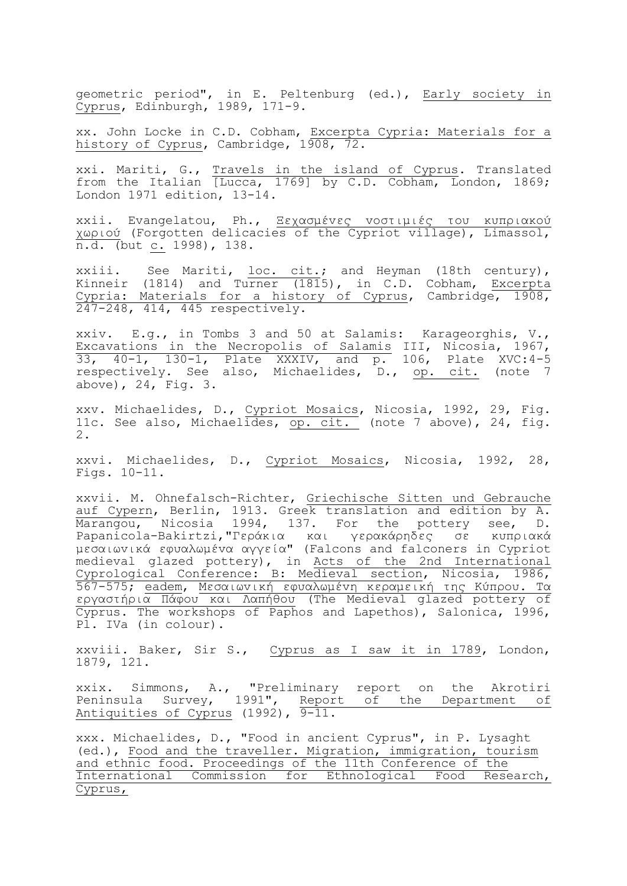geometric period", in E. Peltenburg (ed.), Early society in Cyprus, Edinburgh, 1989, 171-9.

xx. John Locke in C.D. Cobham, Excerpta Cypria: Materials for a history of Cyprus, Cambridge, 1908, 72.

xxi. Mariti, G., Travels in the island of Cyprus. Translated from the Italian [Lucca, 1769] by C.D. Cobham, London, 1869; London 1971 edition, 13-14.

xxii. Evangelatou, Ph., Ξεχασμένες νοστιμιές του κυπριακού χωριού (Forgotten delicacies of the Cypriot village), Limassol, n.d. (but c. 1998), 138.

xxiii. See Mariti, loc. cit.; and Heyman (18th century), Kinneir (1814) and Turner (1815), in C.D. Cobham, Excerpta Cypria: Materials for a history of Cyprus, Cambridge, 1908, 247-248, 414, 445 respectively.

xxiv. E.g., in Tombs 3 and 50 at Salamis: Karageorghis, V., Excavations in the Necropolis of Salamis III, Nicosia, 1967, 33, 40-1, 130-1, Plate XXXIV, and p. 106, Plate XVC:4-5 respectively. See also, Michaelides, D., op. cit. (note 7 above), 24, Fig. 3.

xxv. Michaelides, D., Cypriot Mosaics, Nicosia, 1992, 29, Fig. 11c. See also, Michaelides, op. cit. (note 7 above), 24, fig. 2.

xxvi. Michaelides, D., Cypriot Mosaics, Nicosia, 1992, 28, Figs. 10-11.

xxvii. M. Ohnefalsch-Richter, Griechische Sitten und Gebrauche auf Cypern, Berlin, 1913. Greek translation and edition by A. Marangou, Nicosia 1994, 137. For the pottery see, D. Papanicola-Bakirtzi,"Γεράκια και γερακάρηδες σε κυπριακά μεσαιωνικά εφυαλωμένα αγγεία" (Falcons and falconers in Cypriot medieval glazed pottery), in Acts of the 2nd International Cyprological Conference: B: Medieval section, Nicosia, 1986, 567-575; eadem, Μεσαιωνική εφυαλωμένη κεραμεική της Κύπρου. Τα εργαστήρια Πάφου και Λαπήθου (The Medieval glazed pottery of Cyprus. The workshops of Paphos and Lapethos), Salonica, 1996, Pl. IVa (in colour).

xxviii. Baker, Sir S., Cyprus as I saw it in 1789, London, 1879, 121.

xxix. Simmons, A., "Preliminary report on the Akrotiri Peninsula Survey, 1991", Report of the Department of Antiquities of Cyprus (1992), 9-11.

xxx. Michaelides, D., "Food in ancient Cyprus", in P. Lysaght (ed.), Food and the traveller. Migration, immigration, tourism and ethnic food. Proceedings of the 11th Conference of the International Commission for Ethnological Food Research, Cyprus,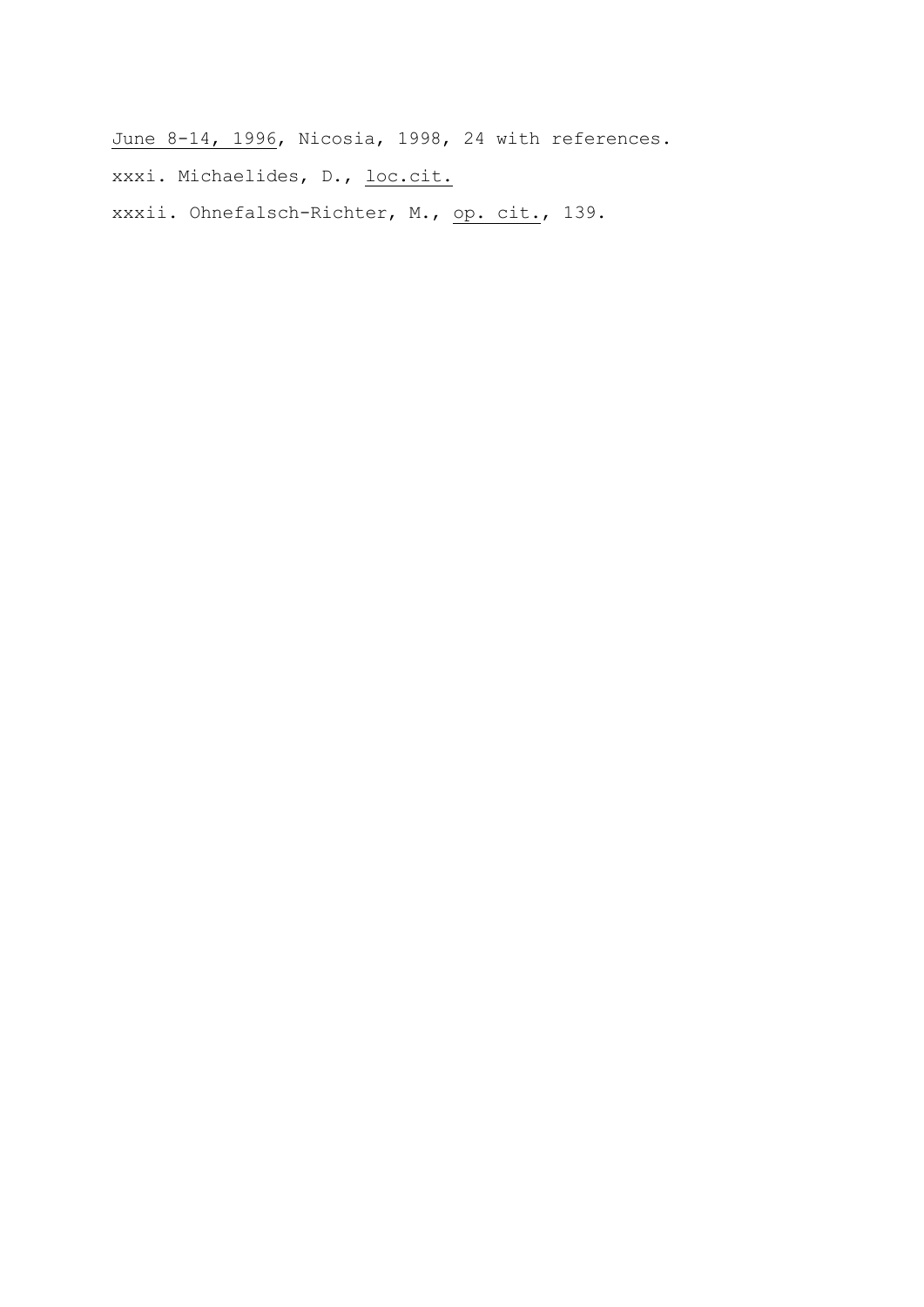June 8-14, 1996, Nicosia, 1998, 24 with references.

xxxi. Michaelides, D., loc.cit.

xxxii. Ohnefalsch-Richter, M., op. cit., 139.